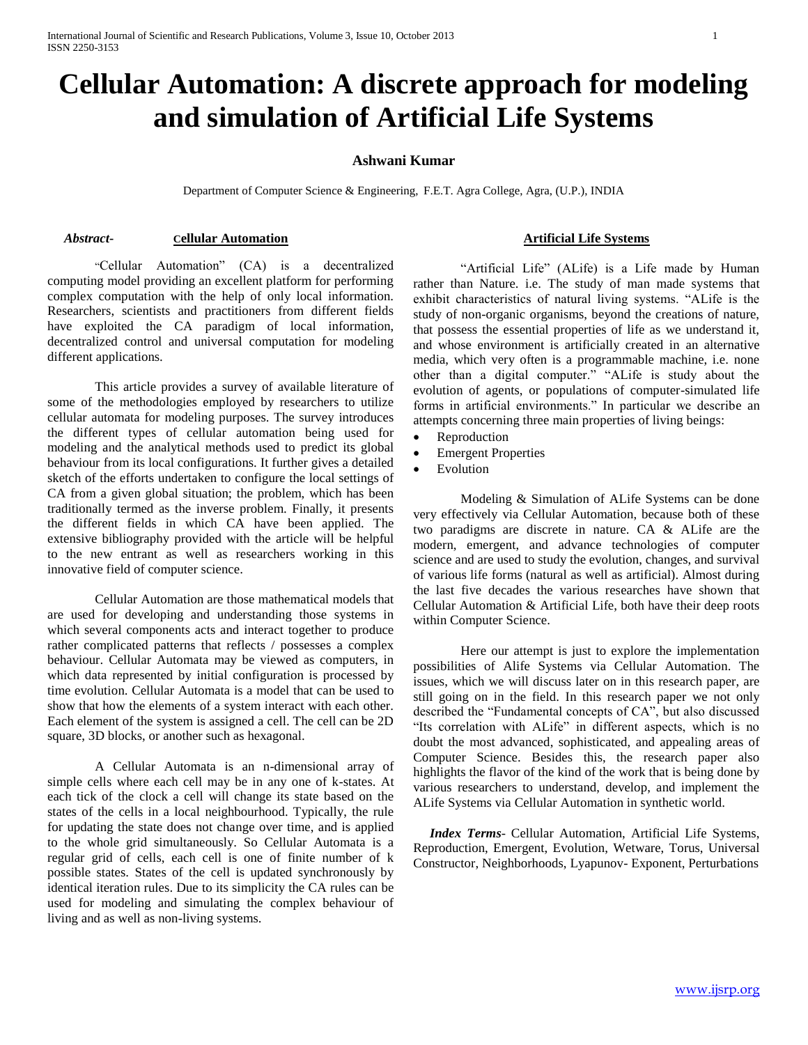# Cellular Automation: A discrete approach for modeling and simulation of Artificial Life Systems

**Ashwani Kumar**

Department of Computer Science & Engineering, F.E.T. Agra College, Agra, (U.P.), INDIA

***Abstract-*** **Cellular Automation**

"Cellular Automation" (CA) is a decentralized computing model providing an excellent platform for performing complex computation with the help of only local information. Researchers, scientists and practitioners from different fields have exploited the CA paradigm of local information, decentralized control and universal computation for modeling different applications.

This article provides a survey of available literature of some of the methodologies employed by researchers to utilize cellular automata for modeling purposes. The survey introduces the different types of cellular automation being used for modeling and the analytical methods used to predict its global behaviour from its local configurations. It further gives a detailed sketch of the efforts undertaken to configure the local settings of CA from a given global situation; the problem, which has been traditionally termed as the inverse problem. Finally, it presents the different fields in which CA have been applied. The extensive bibliography provided with the article will be helpful to the new entrant as well as researchers working in this innovative field of computer science.

Cellular Automation are those mathematical models that are used for developing and understanding those systems in which several components acts and interact together to produce rather complicated patterns that reflects / possesses a complex behaviour. Cellular Automata may be viewed as computers, in which data represented by initial configuration is processed by time evolution. Cellular Automata is a model that can be used to show that how the elements of a system interact with each other. Each element of the system is assigned a cell. The cell can be 2D square, 3D blocks, or another such as hexagonal.

A Cellular Automata is an n-dimensional array of simple cells where each cell may be in any one of k-states. At each tick of the clock a cell will change its state based on the states of the cells in a local neighbourhood. Typically, the rule for updating the state does not change over time, and is applied to the whole grid simultaneously. So Cellular Automata is a regular grid of cells, each cell is one of finite number of k possible states. States of the cell is updated synchronously by identical iteration rules. Due to its simplicity the CA rules can be used for modeling and simulating the complex behaviour of living and as well as non-living systems.

**Artificial Life Systems**

"Artificial Life" (ALife) is a Life made by Human rather than Nature. i.e. The study of man made systems that exhibit characteristics of natural living systems. "ALife is the study of non-organic organisms, beyond the creations of nature, that possess the essential properties of life as we understand it, and whose environment is artificially created in an alternative media, which very often is a programmable machine, i.e. none other than a digital computer." "ALife is study about the evolution of agents, or populations of computer-simulated life forms in artificial environments." In particular we describe an attempts concerning three main properties of living beings:

- Reproduction
- Emergent Properties
- Evolution

Modeling & Simulation of ALife Systems can be done very effectively via Cellular Automation, because both of these two paradigms are discrete in nature. CA & ALife are the modern, emergent, and advance technologies of computer science and are used to study the evolution, changes, and survival of various life forms (natural as well as artificial). Almost during the last five decades the various researches have shown that Cellular Automation & Artificial Life, both have their deep roots within Computer Science.

Here our attempt is just to explore the implementation possibilities of Alife Systems via Cellular Automation. The issues, which we will discuss later on in this research paper, are still going on in the field. In this research paper we not only described the "Fundamental concepts of CA", but also discussed "Its correlation with ALife" in different aspects, which is no doubt the most advanced, sophisticated, and appealing areas of Computer Science. Besides this, the research paper also highlights the flavor of the kind of the work that is being done by various researchers to understand, develop, and implement the ALife Systems via Cellular Automation in synthetic world.

***Index Terms-*** Cellular Automation, Artificial Life Systems, Reproduction, Emergent, Evolution, Wetware, Torus, Universal Constructor, Neighborhoods, Lyapunov- Exponent, Perturbations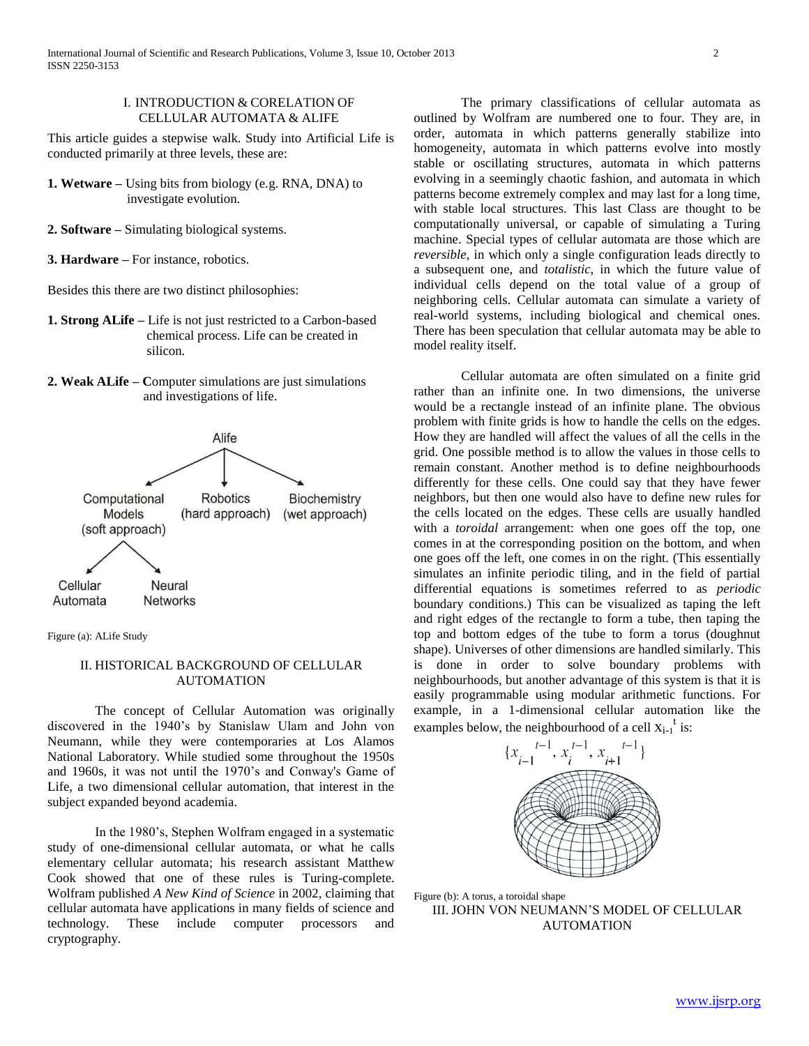## I. INTRODUCTION & CORELATION OF CELLULAR AUTOMATA & ALIFE

This article guides a stepwise walk. Study into Artificial Life is conducted primarily at three levels, these are:

**1. Wetware –** Using bits from biology (e.g. RNA, DNA) to investigate evolution.

**2. Software –** Simulating biological systems.

**3. Hardware –** For instance, robotics.

Besides this there are two distinct philosophies:

**1. Strong ALife –** Life is not just restricted to a Carbon-based chemical process. Life can be created in silicon.

**2. Weak ALife – C**omputer simulations are just simulations and investigations of life.

Figure (a): ALife Study

## II. HISTORICAL BACKGROUND OF CELLULAR AUTOMATION

The concept of Cellular Automation was originally discovered in the 1940's by Stanislaw Ulam and John von Neumann, while they were contemporaries at Los Alamos National Laboratory. While studied some throughout the 1950s and 1960s, it was not until the 1970's and Conway's Game of Life, a two dimensional cellular automation, that interest in the subject expanded beyond academia.

In the 1980's, Stephen Wolfram engaged in a systematic study of one-dimensional cellular automata, or what he calls elementary cellular automata; his research assistant Matthew Cook showed that one of these rules is Turing-complete. Wolfram published *A New Kind of Science* in 2002, claiming that cellular automata have applications in many fields of science and technology. These include computer processors and cryptography.

The primary classifications of cellular automata as outlined by Wolfram are numbered one to four. They are, in order, automata in which patterns generally stabilize into homogeneity, automata in which patterns evolve into mostly stable or oscillating structures, automata in which patterns evolving in a seemingly chaotic fashion, and automata in which patterns become extremely complex and may last for a long time, with stable local structures. This last Class are thought to be computationally universal, or capable of simulating a Turing machine. Special types of cellular automata are those which are *reversible*, in which only a single configuration leads directly to a subsequent one, and *totalistic*, in which the future value of individual cells depend on the total value of a group of neighboring cells. Cellular automata can simulate a variety of real-world systems, including biological and chemical ones. There has been speculation that cellular automata may be able to model reality itself.

Cellular automata are often simulated on a finite grid rather than an infinite one. In two dimensions, the universe would be a rectangle instead of an infinite plane. The obvious problem with finite grids is how to handle the cells on the edges. How they are handled will affect the values of all the cells in the grid. One possible method is to allow the values in those cells to remain constant. Another method is to define neighbourhoods differently for these cells. One could say that they have fewer neighbors, but then one would also have to define new rules for the cells located on the edges. These cells are usually handled with a *toroidal* arrangement: when one goes off the top, one comes in at the corresponding position on the bottom, and when one goes off the left, one comes in on the right. (This essentially simulates an infinite periodic tiling, and in the field of partial differential equations is sometimes referred to as *periodic* boundary conditions.) This can be visualized as taping the left and right edges of the rectangle to form a tube, then taping the top and bottom edges of the tube to form a torus (doughnut shape). Universes of other dimensions are handled similarly. This is done in order to solve boundary problems with neighbourhoods, but another advantage of this system is that it is easily programmable using modular arithmetic functions. For example, in a 1-dimensional cellular automation like the examples below, the neighbourhood of a cell $x_{i-1}^{t}$ is:

$$\{x_{i-1}^{\,t-1}, x_{i}^{\,t-1}, x_{i+1}^{\,t-1}\}$$

Figure (b): A torus, a toroidal shape

## III. JOHN VON NEUMANN'S MODEL OF CELLULAR AUTOMATION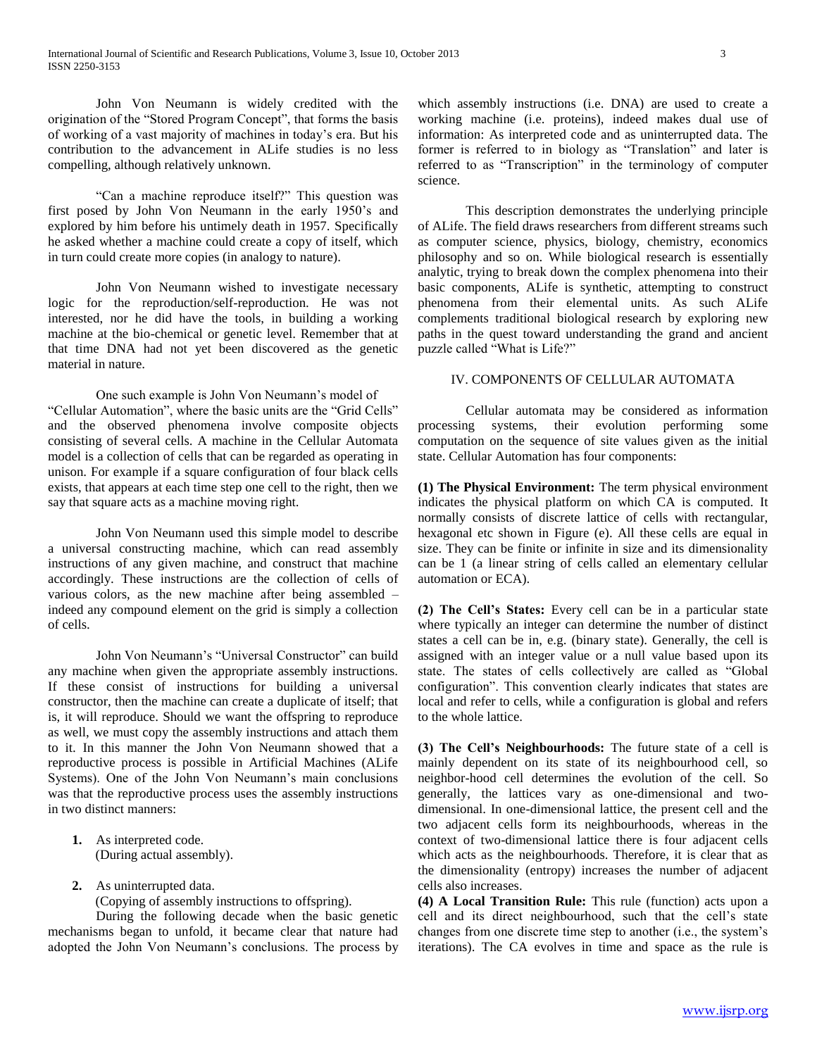John Von Neumann is widely credited with the origination of the "Stored Program Concept", that forms the basis of working of a vast majority of machines in today's era. But his contribution to the advancement in ALife studies is no less compelling, although relatively unknown.

"Can a machine reproduce itself?" This question was first posed by John Von Neumann in the early 1950's and explored by him before his untimely death in 1957. Specifically he asked whether a machine could create a copy of itself, which in turn could create more copies (in analogy to nature).

John Von Neumann wished to investigate necessary logic for the reproduction/self-reproduction. He was not interested, nor he did have the tools, in building a working machine at the bio-chemical or genetic level. Remember that at that time DNA had not yet been discovered as the genetic material in nature.

One such example is John Von Neumann's model of "Cellular Automation", where the basic units are the "Grid Cells" and the observed phenomena involve composite objects consisting of several cells. A machine in the Cellular Automata model is a collection of cells that can be regarded as operating in unison. For example if a square configuration of four black cells exists, that appears at each time step one cell to the right, then we say that square acts as a machine moving right.

John Von Neumann used this simple model to describe a universal constructing machine, which can read assembly instructions of any given machine, and construct that machine accordingly. These instructions are the collection of cells of various colors, as the new machine after being assembled – indeed any compound element on the grid is simply a collection of cells.

John Von Neumann's "Universal Constructor" can build any machine when given the appropriate assembly instructions. If these consist of instructions for building a universal constructor, then the machine can create a duplicate of itself; that is, it will reproduce. Should we want the offspring to reproduce as well, we must copy the assembly instructions and attach them to it. In this manner the John Von Neumann showed that a reproductive process is possible in Artificial Machines (ALife Systems). One of the John Von Neumann's main conclusions was that the reproductive process uses the assembly instructions in two distinct manners:

1. As interpreted code.
   (During actual assembly).
2. As uninterrupted data.
   (Copying of assembly instructions to offspring).

During the following decade when the basic genetic mechanisms began to unfold, it became clear that nature had adopted the John Von Neumann's conclusions. The process by which assembly instructions (i.e. DNA) are used to create a working machine (i.e. proteins), indeed makes dual use of information: As interpreted code and as uninterrupted data. The former is referred to in biology as "Translation" and later is referred to as "Transcription" in the terminology of computer science.

This description demonstrates the underlying principle of ALife. The field draws researchers from different streams such as computer science, physics, biology, chemistry, economics philosophy and so on. While biological research is essentially analytic, trying to break down the complex phenomena into their basic components, ALife is synthetic, attempting to construct phenomena from their elemental units. As such ALife complements traditional biological research by exploring new paths in the quest toward understanding the grand and ancient puzzle called "What is Life?"

## IV. COMPONENTS OF CELLULAR AUTOMATA

Cellular automata may be considered as information processing systems, their evolution performing some computation on the sequence of site values given as the initial state. Cellular Automation has four components:

**(1) The Physical Environment:** The term physical environment indicates the physical platform on which CA is computed. It normally consists of discrete lattice of cells with rectangular, hexagonal etc shown in Figure (e). All these cells are equal in size. They can be finite or infinite in size and its dimensionality can be 1 (a linear string of cells called an elementary cellular automation or ECA).

**(2) The Cell's States:** Every cell can be in a particular state where typically an integer can determine the number of distinct states a cell can be in, e.g. (binary state). Generally, the cell is assigned with an integer value or a null value based upon its state. The states of cells collectively are called as "Global configuration". This convention clearly indicates that states are local and refer to cells, while a configuration is global and refers to the whole lattice.

**(3) The Cell's Neighbourhoods:** The future state of a cell is mainly dependent on its state of its neighbourhood cell, so neighbor-hood cell determines the evolution of the cell. So generally, the lattices vary as one-dimensional and two-dimensional. In one-dimensional lattice, the present cell and the two adjacent cells form its neighbourhoods, whereas in the context of two-dimensional lattice there is four adjacent cells which acts as the neighbourhoods. Therefore, it is clear that as the dimensionality (entropy) increases the number of adjacent cells also increases.

**(4) A Local Transition Rule:** This rule (function) acts upon a cell and its direct neighbourhood, such that the cell's state changes from one discrete time step to another (i.e., the system's iterations). The CA evolves in time and space as the rule is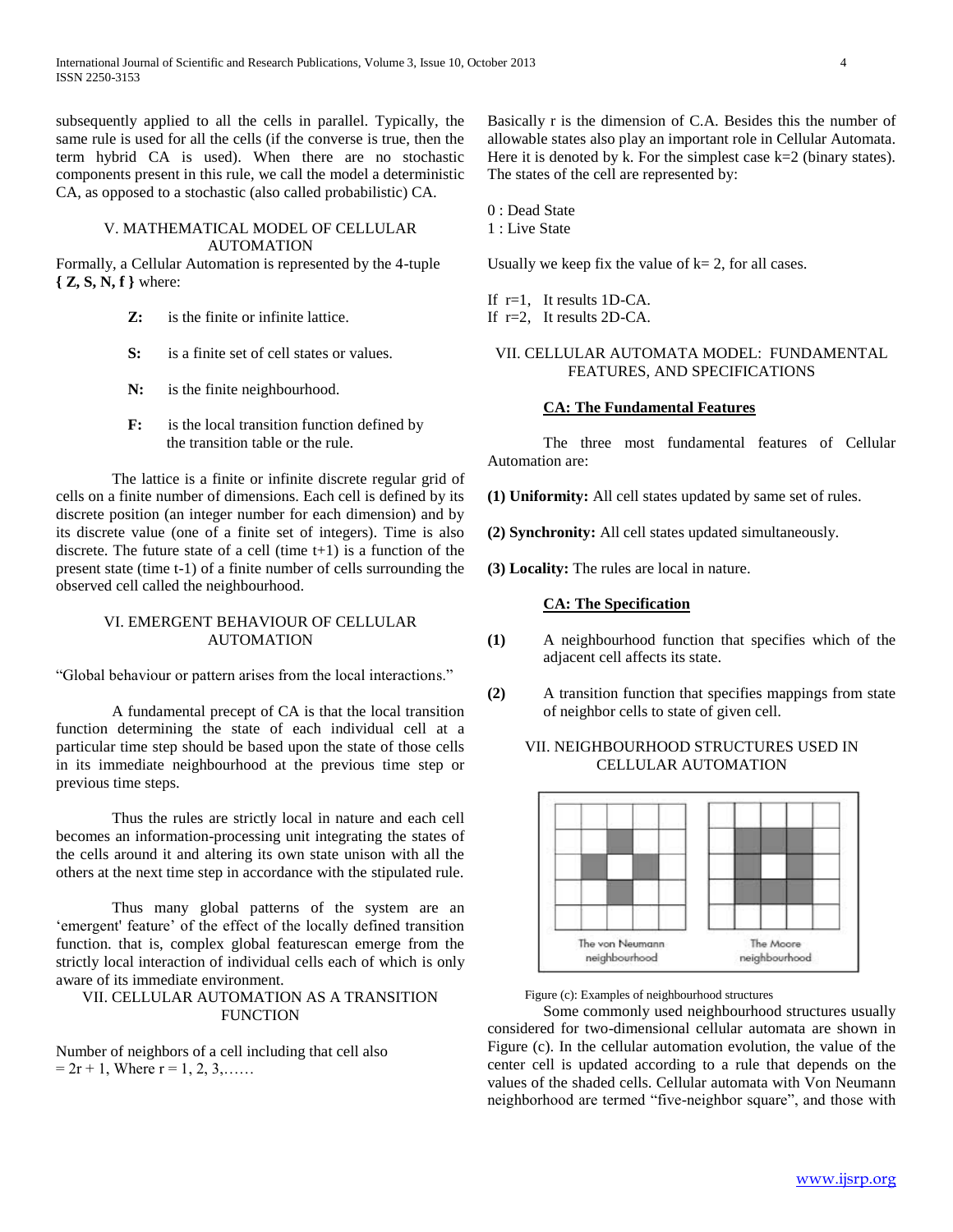subsequently applied to all the cells in parallel. Typically, the same rule is used for all the cells (if the converse is true, then the term hybrid CA is used). When there are no stochastic components present in this rule, we call the model a deterministic CA, as opposed to a stochastic (also called probabilistic) CA.

## V. MATHEMATICAL MODEL OF CELLULAR AUTOMATION

Formally, a Cellular Automation is represented by the 4-tuple **{ Z, S, N, f }** where:

- **Z:** is the finite or infinite lattice.
- **S:** is a finite set of cell states or values.
- **N:** is the finite neighbourhood.
- **F:** is the local transition function defined by the transition table or the rule.

The lattice is a finite or infinite discrete regular grid of cells on a finite number of dimensions. Each cell is defined by its discrete position (an integer number for each dimension) and by its discrete value (one of a finite set of integers). Time is also discrete. The future state of a cell (time t+1) is a function of the present state (time t-1) of a finite number of cells surrounding the observed cell called the neighbourhood.

## VI. EMERGENT BEHAVIOUR OF CELLULAR AUTOMATION

"Global behaviour or pattern arises from the local interactions."

A fundamental precept of CA is that the local transition function determining the state of each individual cell at a particular time step should be based upon the state of those cells in its immediate neighbourhood at the previous time step or previous time steps.

Thus the rules are strictly local in nature and each cell becomes an information-processing unit integrating the states of the cells around it and altering its own state unison with all the others at the next time step in accordance with the stipulated rule.

Thus many global patterns of the system are an 'emergent' feature' of the effect of the locally defined transition function. that is, complex global featurescan emerge from the strictly local interaction of individual cells each of which is only aware of its immediate environment.

## VII. CELLULAR AUTOMATION AS A TRANSITION FUNCTION

Number of neighbors of a cell including that cell also $= 2r + 1$, Where $r = 1, 2, 3, \ldots\ldots$

Basically r is the dimension of C.A. Besides this the number of allowable states also play an important role in Cellular Automata. Here it is denoted by k. For the simplest case k=2 (binary states). The states of the cell are represented by:

0 : Dead State
1 : Live State

Usually we keep fix the value of k= 2, for all cases.

If r=1, It results 1D-CA.
If r=2, It results 2D-CA.

## VII. CELLULAR AUTOMATA MODEL: FUNDAMENTAL FEATURES, AND SPECIFICATIONS

### CA: The Fundamental Features

The three most fundamental features of Cellular Automation are:

**(1) Uniformity:** All cell states updated by same set of rules.

**(2) Synchrony:** All cell states updated simultaneously.

**(3) Locality:** The rules are local in nature.

### CA: The Specification

**(1)** A neighbourhood function that specifies which of the adjacent cell affects its state.

**(2)** A transition function that specifies mappings from state of neighbor cells to state of given cell.

## VII. NEIGHBOURHOOD STRUCTURES USED IN CELLULAR AUTOMATION

The von Neumann neighbourhood    The Moore neighbourhood

Figure (c): Examples of neighbourhood structures

Some commonly used neighbourhood structures usually considered for two-dimensional cellular automata are shown in Figure (c). In the cellular automation evolution, the value of the center cell is updated according to a rule that depends on the values of the shaded cells. Cellular automata with Von Neumann neighborhood are termed "five-neighbor square", and those with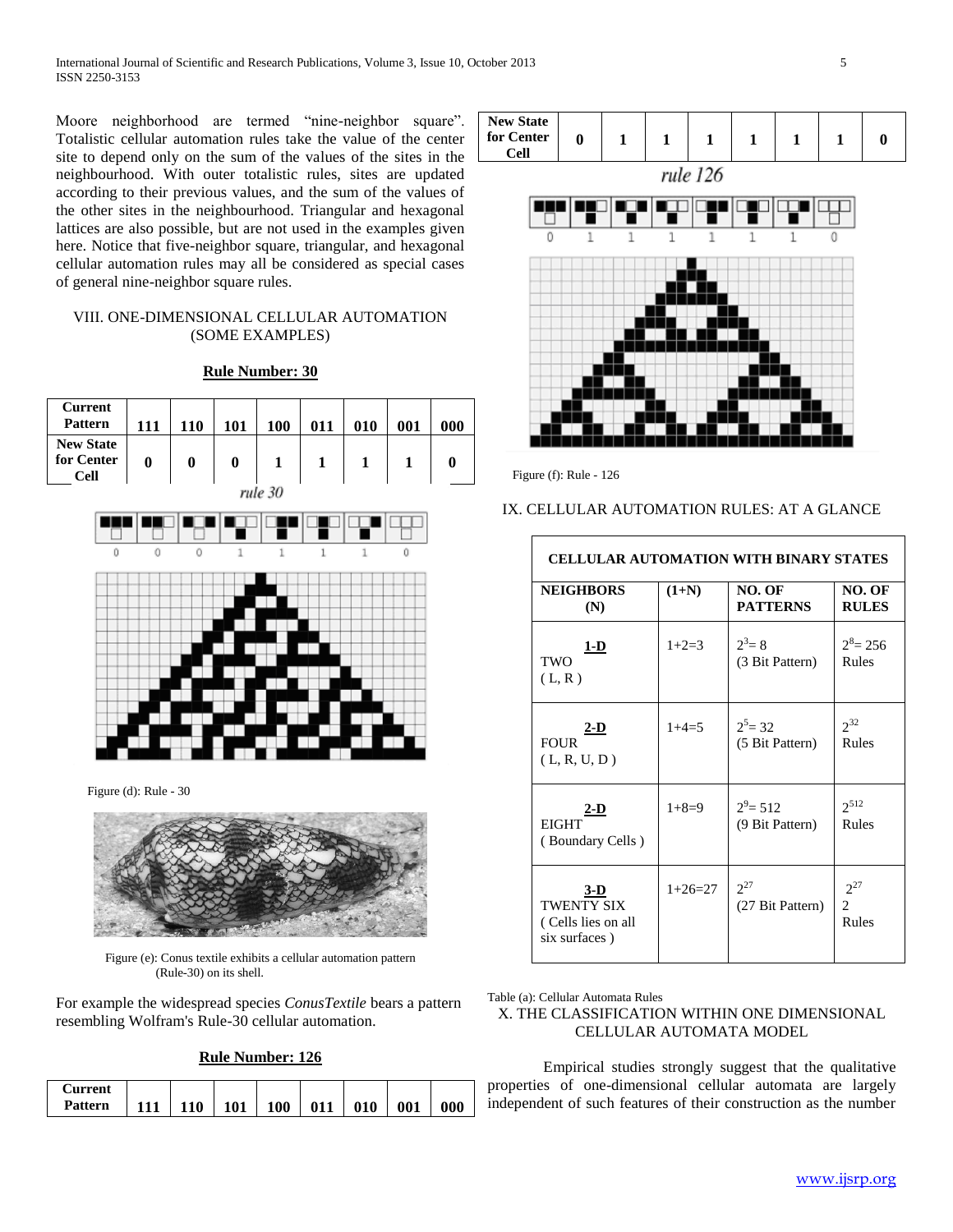Moore neighborhood are termed "nine-neighbor square". Totalistic cellular automation rules take the value of the center site to depend only on the sum of the values of the sites in the neighbourhood. With outer totalistic rules, sites are updated according to their previous values, and the sum of the values of the other sites in the neighbourhood. Triangular and hexagonal lattices are also possible, but are not used in the examples given here. Notice that five-neighbor square, triangular, and hexagonal cellular automation rules may all be considered as special cases of general nine-neighbor square rules.

## VIII. ONE-DIMENSIONAL CELLULAR AUTOMATION (SOME EXAMPLES)

**Rule Number: 30**

| Current Pattern | 111 | 110 | 101 | 100 | 011 | 010 | 001 | 000 |
|---|---|---|---|---|---|---|---|---|
| New State for Center Cell | 0 | 0 | 0 | 1 | 1 | 1 | 1 | 0 |

Figure (d): Rule - 30

Figure (e): Conus textile exhibits a cellular automation pattern (Rule-30) on its shell.

For example the widespread species *ConusTextile* bears a pattern resembling Wolfram's Rule-30 cellular automation.

**Rule Number: 126**

| Current Pattern | 111 | 110 | 101 | 100 | 011 | 010 | 001 | 000 |
|---|---|---|---|---|---|---|---|---|
| New State for Center Cell | 0 | 1 | 1 | 1 | 1 | 1 | 1 | 0 |

Figure (f): Rule - 126

## IX. CELLULAR AUTOMATION RULES: AT A GLANCE

| CELLULAR AUTOMATION WITH BINARY STATES | | | |
|---|---|---|---|
| **NEIGHBORS (N)** | **(1+N)** | **NO. OF PATTERNS** | **NO. OF RULES** |
| **1-D** TWO ( L, R ) | 1+2=3 | $2^3 = 8$ (3 Bit Pattern) | $2^8 = 256$ Rules |
| **2-D** FOUR ( L, R, U, D ) | 1+4=5 | $2^5 = 32$ (5 Bit Pattern) | $2^{32}$ Rules |
| **2-D** EIGHT ( Boundary Cells ) | 1+8=9 | $2^9 = 512$ (9 Bit Pattern) | $2^{512}$ Rules |
| **3-D** TWENTY SIX ( Cells lies on all six surfaces ) | 1+26=27 | $2^{27}$ (27 Bit Pattern) | $2^{2^{27}}$ Rules |

Table (a): Cellular Automata Rules

## X. THE CLASSIFICATION WITHIN ONE DIMENSIONAL CELLULAR AUTOMATA MODEL

Empirical studies strongly suggest that the qualitative properties of one-dimensional cellular automata are largely independent of such features of their construction as the number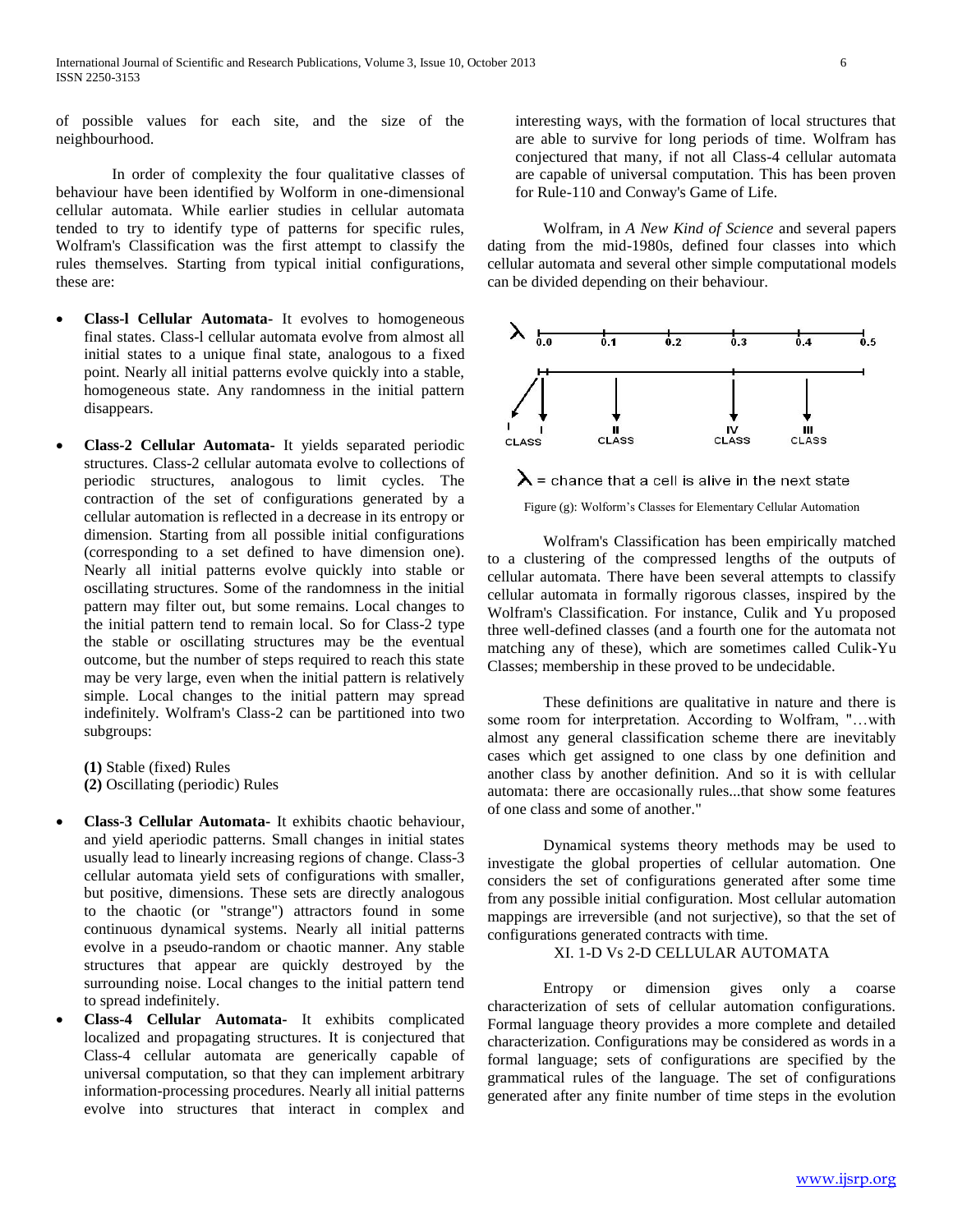of possible values for each site, and the size of the neighbourhood.

In order of complexity the four qualitative classes of behaviour have been identified by Wolform in one-dimensional cellular automata. While earlier studies in cellular automata tended to try to identify type of patterns for specific rules, Wolfram's Classification was the first attempt to classify the rules themselves. Starting from typical initial configurations, these are:

- **Class-l Cellular Automata-** It evolves to homogeneous final states. Class-l cellular automata evolve from almost all initial states to a unique final state, analogous to a fixed point. Nearly all initial patterns evolve quickly into a stable, homogeneous state. Any randomness in the initial pattern disappears.
- **Class-2 Cellular Automata-** It yields separated periodic structures. Class-2 cellular automata evolve to collections of periodic structures, analogous to limit cycles. The contraction of the set of configurations generated by a cellular automation is reflected in a decrease in its entropy or dimension. Starting from all possible initial configurations (corresponding to a set defined to have dimension one). Nearly all initial patterns evolve quickly into stable or oscillating structures. Some of the randomness in the initial pattern may filter out, but some remains. Local changes to the initial pattern tend to remain local. So for Class-2 type the stable or oscillating structures may be the eventual outcome, but the number of steps required to reach this state may be very large, even when the initial pattern is relatively simple. Local changes to the initial pattern may spread indefinitely. Wolfram's Class-2 can be partitioned into two subgroups:

  **(1)** Stable (fixed) Rules
  **(2)** Oscillating (periodic) Rules

- **Class-3 Cellular Automata-** It exhibits chaotic behaviour, and yield aperiodic patterns. Small changes in initial states usually lead to linearly increasing regions of change. Class-3 cellular automata yield sets of configurations with smaller, but positive, dimensions. These sets are directly analogous to the chaotic (or "strange") attractors found in some continuous dynamical systems. Nearly all initial patterns evolve in a pseudo-random or chaotic manner. Any stable structures that appear are quickly destroyed by the surrounding noise. Local changes to the initial pattern tend to spread indefinitely.
- **Class-4 Cellular Automata-** It exhibits complicated localized and propagating structures. It is conjectured that Class-4 cellular automata are generically capable of universal computation, so that they can implement arbitrary information-processing procedures. Nearly all initial patterns evolve into structures that interact in complex and interesting ways, with the formation of local structures that are able to survive for long periods of time. Wolfram has conjectured that many, if not all Class-4 cellular automata are capable of universal computation. This has been proven for Rule-110 and Conway's Game of Life.

Wolfram, in *A New Kind of Science* and several papers dating from the mid-1980s, defined four classes into which cellular automata and several other simple computational models can be divided depending on their behaviour.

$\lambda$ = chance that a cell is alive in the next state

Figure (g): Wolform's Classes for Elementary Cellular Automation

Wolfram's Classification has been empirically matched to a clustering of the compressed lengths of the outputs of cellular automata. There have been several attempts to classify cellular automata in formally rigorous classes, inspired by the Wolfram's Classification. For instance, Culik and Yu proposed three well-defined classes (and a fourth one for the automata not matching any of these), which are sometimes called Culik-Yu Classes; membership in these proved to be undecidable.

These definitions are qualitative in nature and there is some room for interpretation. According to Wolfram, "…with almost any general classification scheme there are inevitably cases which get assigned to one class by one definition and another class by another definition. And so it is with cellular automata: there are occasionally rules...that show some features of one class and some of another."

Dynamical systems theory methods may be used to investigate the global properties of cellular automation. One considers the set of configurations generated after some time from any possible initial configuration. Most cellular automation mappings are irreversible (and not surjective), so that the set of configurations generated contracts with time.

## XI. 1-D Vs 2-D CELLULAR AUTOMATA

Entropy or dimension gives only a coarse characterization of sets of cellular automation configurations. Formal language theory provides a more complete and detailed characterization. Configurations may be considered as words in a formal language; sets of configurations are specified by the grammatical rules of the language. The set of configurations generated after any finite number of time steps in the evolution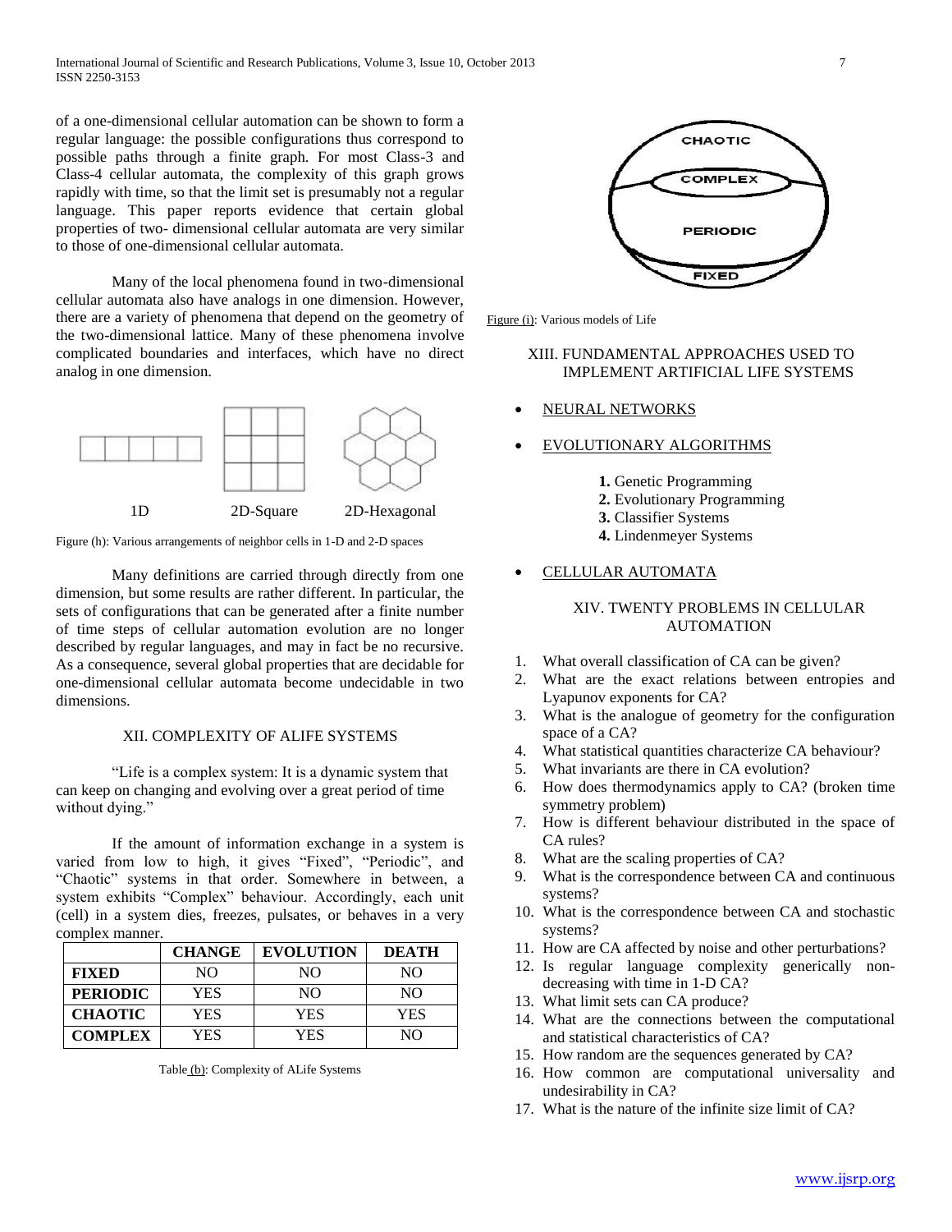of a one-dimensional cellular automation can be shown to form a regular language: the possible configurations thus correspond to possible paths through a finite graph. For most Class-3 and Class-4 cellular automata, the complexity of this graph grows rapidly with time, so that the limit set is presumably not a regular language. This paper reports evidence that certain global properties of two- dimensional cellular automata are very similar to those of one-dimensional cellular automata.

Many of the local phenomena found in two-dimensional cellular automata also have analogs in one dimension. However, there are a variety of phenomena that depend on the geometry of the two-dimensional lattice. Many of these phenomena involve complicated boundaries and interfaces, which have no direct analog in one dimension.

1D    2D-Square    2D-Hexagonal

Figure (h): Various arrangements of neighbor cells in 1-D and 2-D spaces

Many definitions are carried through directly from one dimension, but some results are rather different. In particular, the sets of configurations that can be generated after a finite number of time steps of cellular automation evolution are no longer described by regular languages, and may in fact be no recursive. As a consequence, several global properties that are decidable for one-dimensional cellular automata become undecidable in two dimensions.

## XII. COMPLEXITY OF ALIFE SYSTEMS

"Life is a complex system: It is a dynamic system that can keep on changing and evolving over a great period of time without dying."

If the amount of information exchange in a system is varied from low to high, it gives "Fixed", "Periodic", and "Chaotic" systems in that order. Somewhere in between, a system exhibits "Complex" behaviour. Accordingly, each unit (cell) in a system dies, freezes, pulsates, or behaves in a very complex manner.

| | **CHANGE** | **EVOLUTION** | **DEATH** |
|---|---|---|---|
| **FIXED** | NO | NO | NO |
| **PERIODIC** | YES | NO | NO |
| **CHAOTIC** | YES | YES | YES |
| **COMPLEX** | YES | YES | NO |

Table (b): Complexity of ALife Systems

CHAOTIC
COMPLEX
PERIODIC
FIXED

Figure (i): Various models of Life

## XIII. FUNDAMENTAL APPROACHES USED TO IMPLEMENT ARTIFICIAL LIFE SYSTEMS

- NEURAL NETWORKS
- EVOLUTIONARY ALGORITHMS
  1. Genetic Programming
  2. Evolutionary Programming
  3. Classifier Systems
  4. Lindenmeyer Systems
- CELLULAR AUTOMATA

## XIV. TWENTY PROBLEMS IN CELLULAR AUTOMATION

1. What overall classification of CA can be given?
2. What are the exact relations between entropies and Lyapunov exponents for CA?
3. What is the analogue of geometry for the configuration space of a CA?
4. What statistical quantities characterize CA behaviour?
5. What invariants are there in CA evolution?
6. How does thermodynamics apply to CA? (broken time symmetry problem)
7. How is different behaviour distributed in the space of CA rules?
8. What are the scaling properties of CA?
9. What is the correspondence between CA and continuous systems?
10. What is the correspondence between CA and stochastic systems?
11. How are CA affected by noise and other perturbations?
12. Is regular language complexity generically non-decreasing with time in 1-D CA?
13. What limit sets can CA produce?
14. What are the connections between the computational and statistical characteristics of CA?
15. How random are the sequences generated by CA?
16. How common are computational universality and undesirability in CA?
17. What is the nature of the infinite size limit of CA?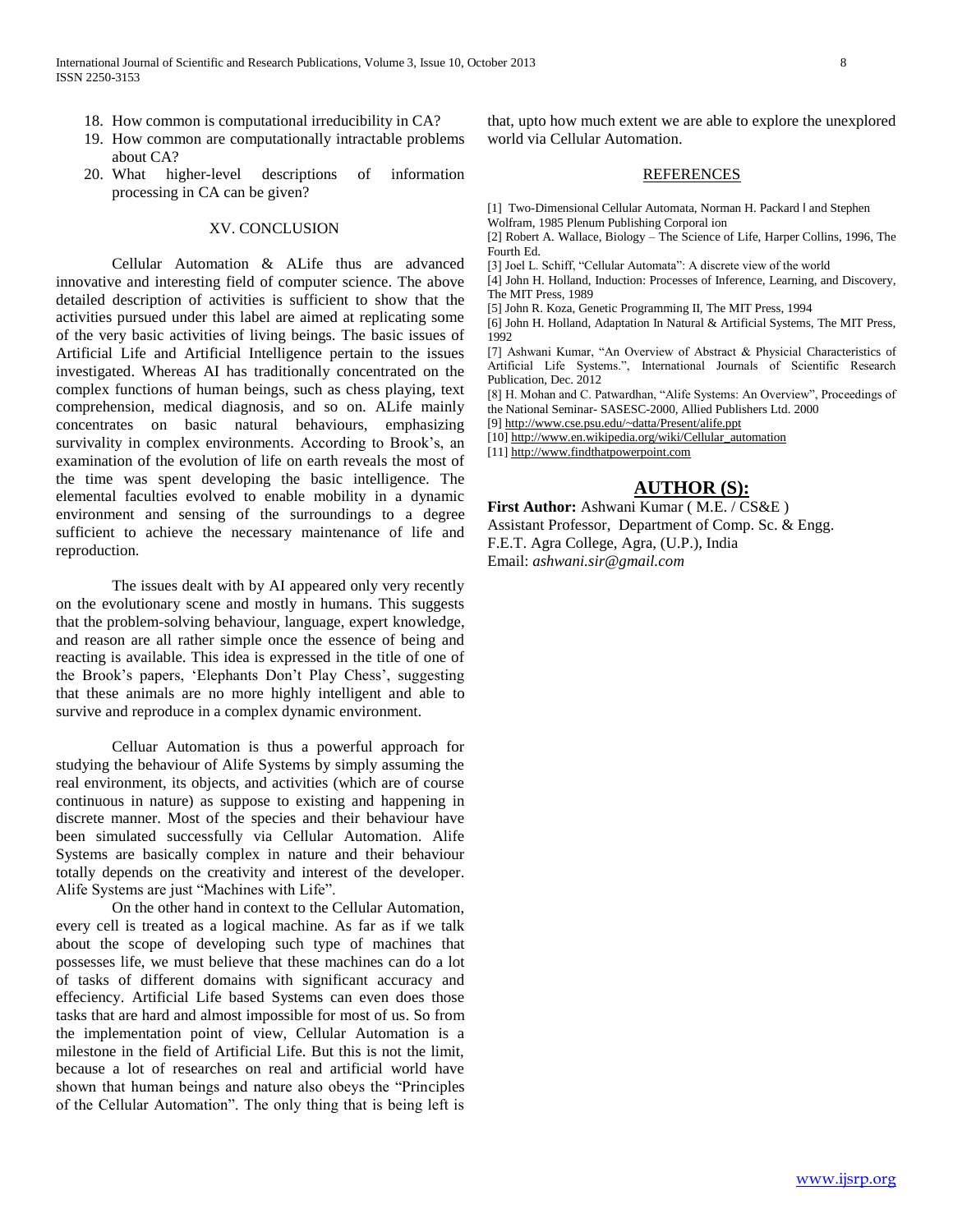18. How common is computational irreducibility in CA?
19. How common are computationally intractable problems about CA?
20. What higher-level descriptions of information processing in CA can be given?

## XV. CONCLUSION

Cellular Automation & ALife thus are advanced innovative and interesting field of computer science. The above detailed description of activities is sufficient to show that the activities pursued under this label are aimed at replicating some of the very basic activities of living beings. The basic issues of Artificial Life and Artificial Intelligence pertain to the issues investigated. Whereas AI has traditionally concentrated on the complex functions of human beings, such as chess playing, text comprehension, medical diagnosis, and so on. ALife mainly concentrates on basic natural behaviours, emphasizing survivality in complex environments. According to Brook's, an examination of the evolution of life on earth reveals the most of the time was spent developing the basic intelligence. The elemental faculties evolved to enable mobility in a dynamic environment and sensing of the surroundings to a degree sufficient to achieve the necessary maintenance of life and reproduction.

The issues dealt with by AI appeared only very recently on the evolutionary scene and mostly in humans. This suggests that the problem-solving behaviour, language, expert knowledge, and reason are all rather simple once the essence of being and reacting is available. This idea is expressed in the title of one of the Brook's papers, 'Elephants Don't Play Chess', suggesting that these animals are no more highly intelligent and able to survive and reproduce in a complex dynamic environment.

Celluar Automation is thus a powerful approach for studying the behaviour of Alife Systems by simply assuming the real environment, its objects, and activities (which are of course continuous in nature) as suppose to existing and happening in discrete manner. Most of the species and their behaviour have been simulated successfully via Cellular Automation. Alife Systems are basically complex in nature and their behaviour totally depends on the creativity and interest of the developer. Alife Systems are just "Machines with Life".

On the other hand in context to the Cellular Automation, every cell is treated as a logical machine. As far as if we talk about the scope of developing such type of machines that possesses life, we must believe that these machines can do a lot of tasks of different domains with significant accuracy and effeciency. Artificial Life based Systems can even does those tasks that are hard and almost impossible for most of us. So from the implementation point of view, Cellular Automation is a milestone in the field of Artificial Life. But this is not the limit, because a lot of researches on real and artificial world have shown that human beings and nature also obeys the "Principles of the Cellular Automation". The only thing that is being left is that, upto how much extent we are able to explore the unexplored world via Cellular Automation.

## REFERENCES

[1] Two-Dimensional Cellular Automata, Norman H. Packard l and Stephen Wolfram, 1985 Plenum Publishing Corporal ion

[2] Robert A. Wallace, Biology – The Science of Life, Harper Collins, 1996, The Fourth Ed.

[3] Joel L. Schiff, "Cellular Automata": A discrete view of the world

[4] John H. Holland, Induction: Processes of Inference, Learning, and Discovery, The MIT Press, 1989

[5] John R. Koza, Genetic Programming II, The MIT Press, 1994

[6] John H. Holland, Adaptation In Natural & Artificial Systems, The MIT Press, 1992

[7] Ashwani Kumar, "An Overview of Abstract & Physicial Characteristics of Artificial Life Systems.", International Journals of Scientific Research Publication, Dec. 2012

[8] H. Mohan and C. Patwardhan, "Alife Systems: An Overview", Proceedings of the National Seminar- SASESC-2000, Allied Publishers Ltd. 2000

[9] http://www.cse.psu.edu/~datta/Present/alife.ppt

[10] http://www.en.wikipedia.org/wiki/Cellular_automation

[11] http://www.findthatpowerpoint.com

## AUTHOR (S):

**First Author:** Ashwani Kumar ( M.E. / CS&E )
Assistant Professor, Department of Comp. Sc. & Engg.
F.E.T. Agra College, Agra, (U.P.), India
Email: *ashwani.sir@gmail.com*